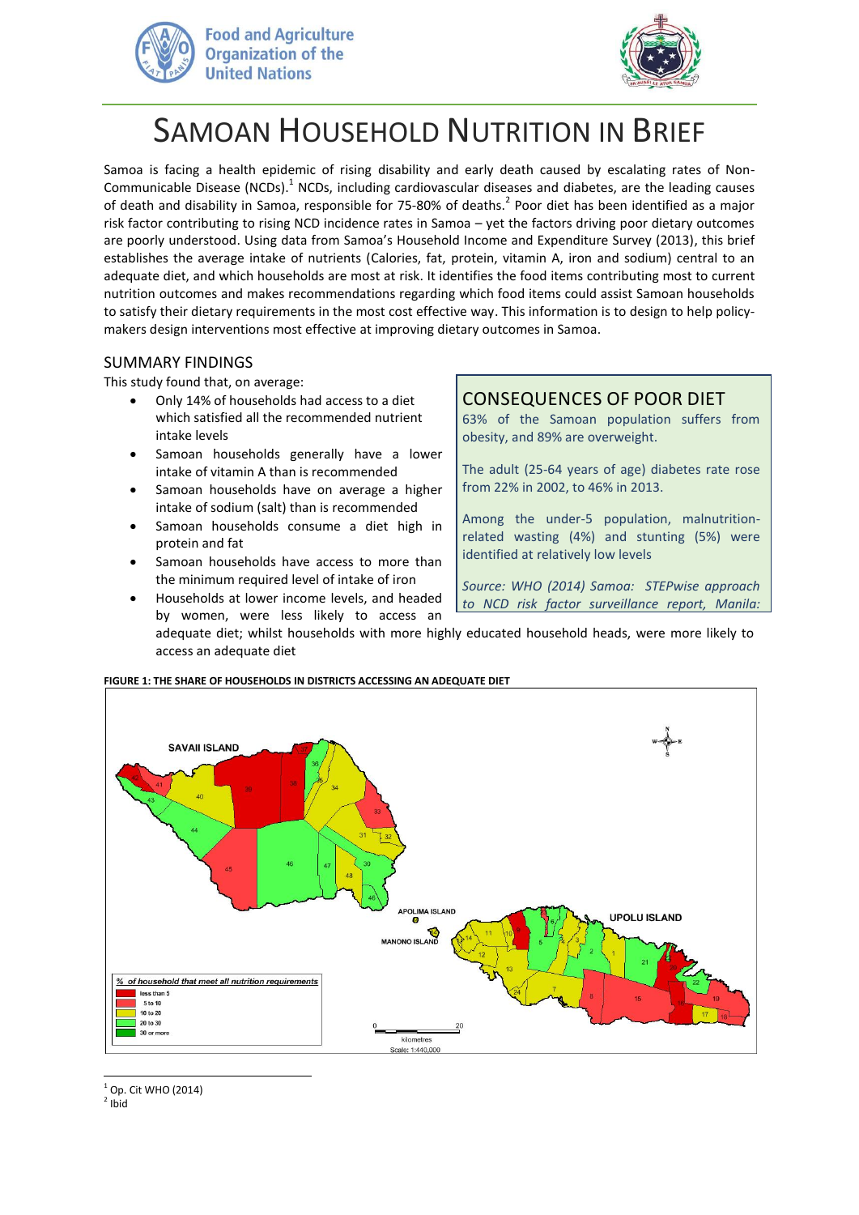# SAMOAN HOUSEHOLD NUTRITION IN BRIEF

Samoa is facing a health epidemic of rising disability and early death caused by escalating rates of Non-Communicable Disease (NCDs).[1] NCDs, including cardiovascular diseases and diabetes, are the leading causes of death and disability in Samoa, responsible for 75-80% of deaths.[2] Poor diet has been identified as a major risk factor contributing to rising NCD incidence rates in Samoa – yet the factors driving poor dietary outcomes are poorly understood. Using data from Samoa's Household Income and Expenditure Survey (2013), this brief establishes the average intake of nutrients (Calories, fat, protein, vitamin A, iron and sodium) central to an adequate diet, and which households are most at risk. It identifies the food items contributing most to current nutrition outcomes and makes recommendations regarding which food items could assist Samoan households to satisfy their dietary requirements in the most cost effective way. This information is to design to help policy-makers design interventions most effective at improving dietary outcomes in Samoa.

## SUMMARY FINDINGS

This study found that, on average:

- Only 14% of households had access to a diet which satisfied all the recommended nutrient intake levels
- Samoan households generally have a lower intake of vitamin A than is recommended
- Samoan households have on average a higher intake of sodium (salt) than is recommended
- Samoan households consume a diet high in protein and fat
- Samoan households have access to more than the minimum required level of intake of iron
- Households at lower income levels, and headed by women, were less likely to access an adequate diet; whilst households with more highly educated household heads, were more likely to access an adequate diet

## CONSEQUENCES OF POOR DIET

63% of the Samoan population suffers from obesity, and 89% are overweight.

The adult (25-64 years of age) diabetes rate rose from 22% in 2002, to 46% in 2013.

Among the under-5 population, malnutrition-related wasting (4%) and stunting (5%) were identified at relatively low levels

*Source: WHO (2014) Samoa: STEPwise approach to NCD risk factor surveillance report, Manila:*

**FIGURE 1: THE SHARE OF HOUSEHOLDS IN DISTRICTS ACCESSING AN ADEQUATE DIET**

% of household that meet all nutrition requirements: less than 5; 5 to 10; 10 to 20; 20 to 30; 30 or more

[1] Op. Cit WHO (2014)
[2] Ibid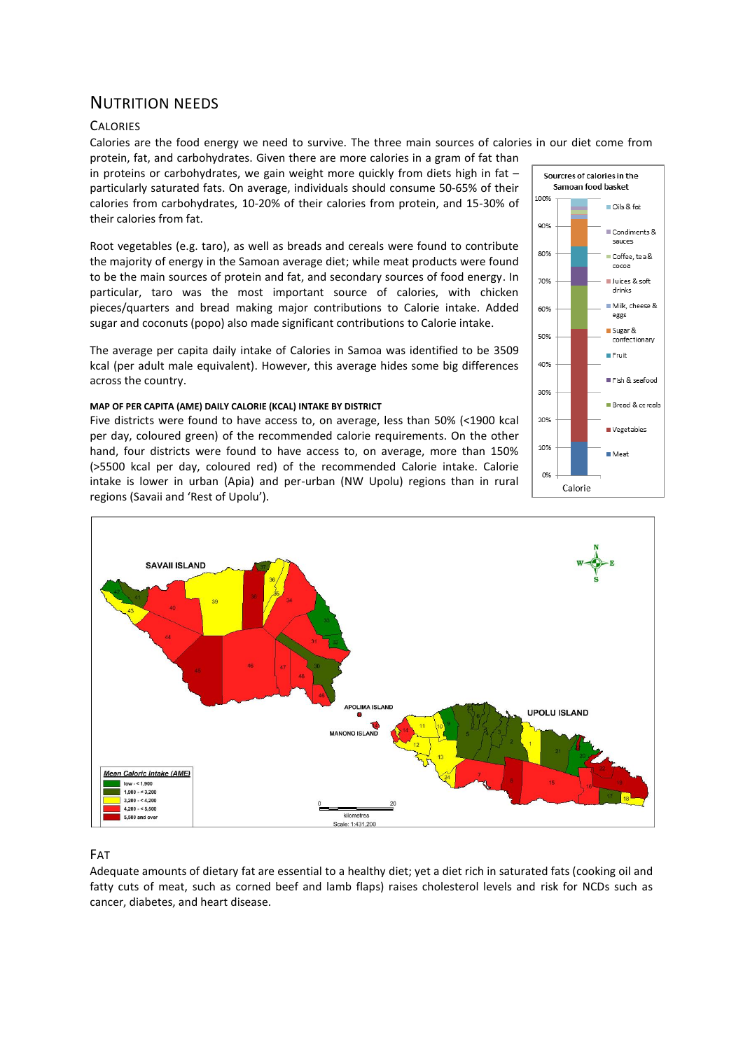## NUTRITION NEEDS

### CALORIES

Calories are the food energy we need to survive. The three main sources of calories in our diet come from protein, fat, and carbohydrates. Given there are more calories in a gram of fat than in proteins or carbohydrates, we gain weight more quickly from diets high in fat – particularly saturated fats. On average, individuals should consume 50-65% of their calories from carbohydrates, 10-20% of their calories from protein, and 15-30% of their calories from fat.

Root vegetables (e.g. taro), as well as breads and cereals were found to contribute the majority of energy in the Samoan average diet; while meat products were found to be the main sources of protein and fat, and secondary sources of food energy. In particular, taro was the most important source of calories, with chicken pieces/quarters and bread making major contributions to Calorie intake. Added sugar and coconuts (popo) also made significant contributions to Calorie intake.

The average per capita daily intake of Calories in Samoa was identified to be 3509 kcal (per adult male equivalent). However, this average hides some big differences across the country.

**MAP OF PER CAPITA (AME) DAILY CALORIE (KCAL) INTAKE BY DISTRICT**

Five districts were found to have access to, on average, less than 50% (<1900 kcal per day, coloured green) of the recommended calorie requirements. On the other hand, four districts were found to have access to, on average, more than 150% (>5500 kcal per day, coloured red) of the recommended Calorie intake. Calorie intake is lower in urban (Apia) and per-urban (NW Upolu) regions than in rural regions (Savaii and 'Rest of Upolu').

### FAT

Adequate amounts of dietary fat are essential to a healthy diet; yet a diet rich in saturated fats (cooking oil and fatty cuts of meat, such as corned beef and lamb flaps) raises cholesterol levels and risk for NCDs such as cancer, diabetes, and heart disease.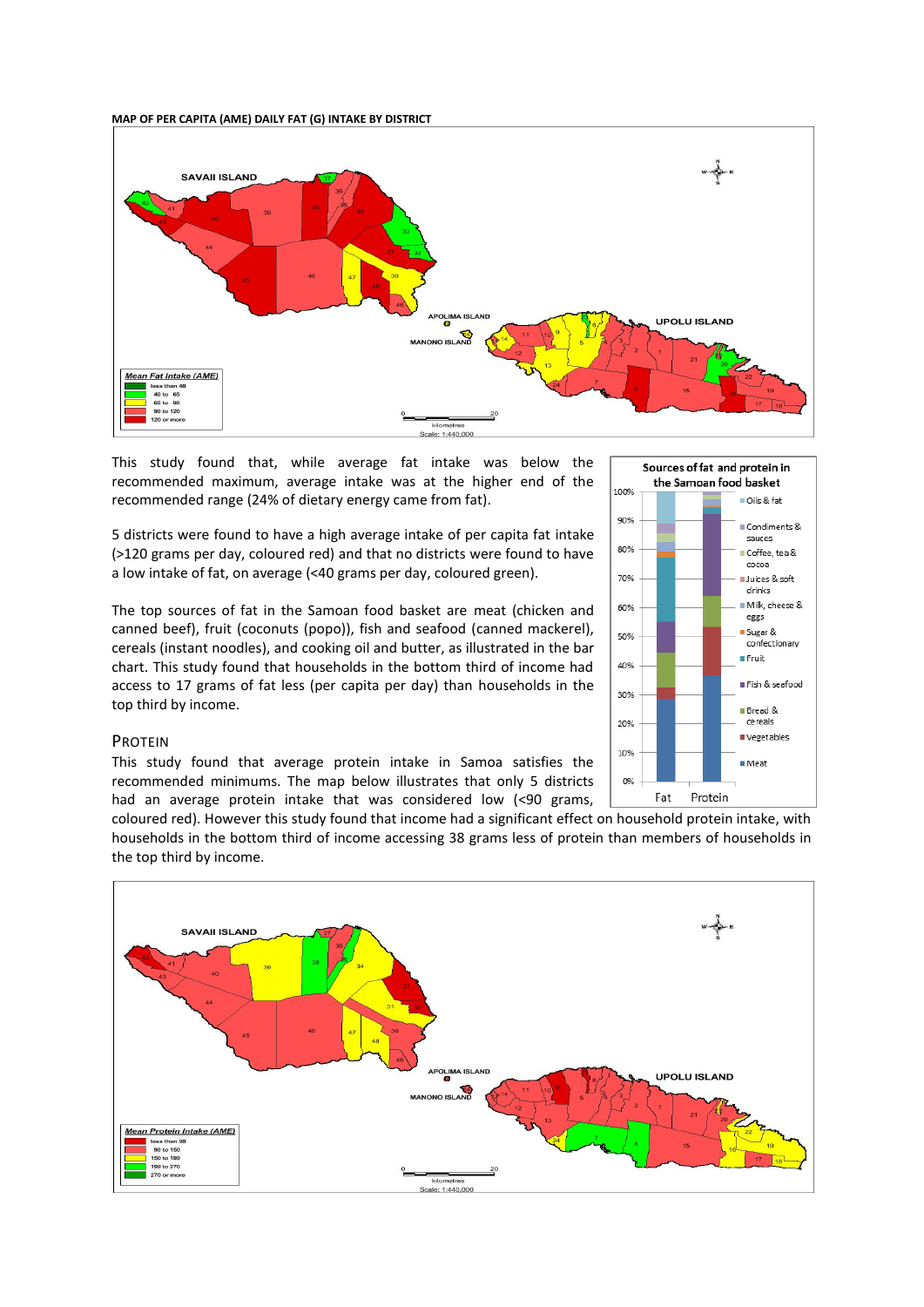MAP OF PER CAPITA (AME) DAILY FAT (G) INTAKE BY DISTRICT

This study found that, while average fat intake was below the recommended maximum, average intake was at the higher end of the recommended range (24% of dietary energy came from fat).

5 districts were found to have a high average intake of per capita fat intake (>120 grams per day, coloured red) and that no districts were found to have a low intake of fat, on average (<40 grams per day, coloured green).

The top sources of fat in the Samoan food basket are meat (chicken and canned beef), fruit (coconuts (popo)), fish and seafood (canned mackerel), cereals (instant noodles), and cooking oil and butter, as illustrated in the bar chart. This study found that households in the bottom third of income had access to 17 grams of fat less (per capita per day) than households in the top third by income.

## PROTEIN

This study found that average protein intake in Samoa satisfies the recommended minimums. The map below illustrates that only 5 districts had an average protein intake that was considered low (<90 grams, coloured red). However this study found that income had a significant effect on household protein intake, with households in the bottom third of income accessing 38 grams less of protein than members of households in the top third by income.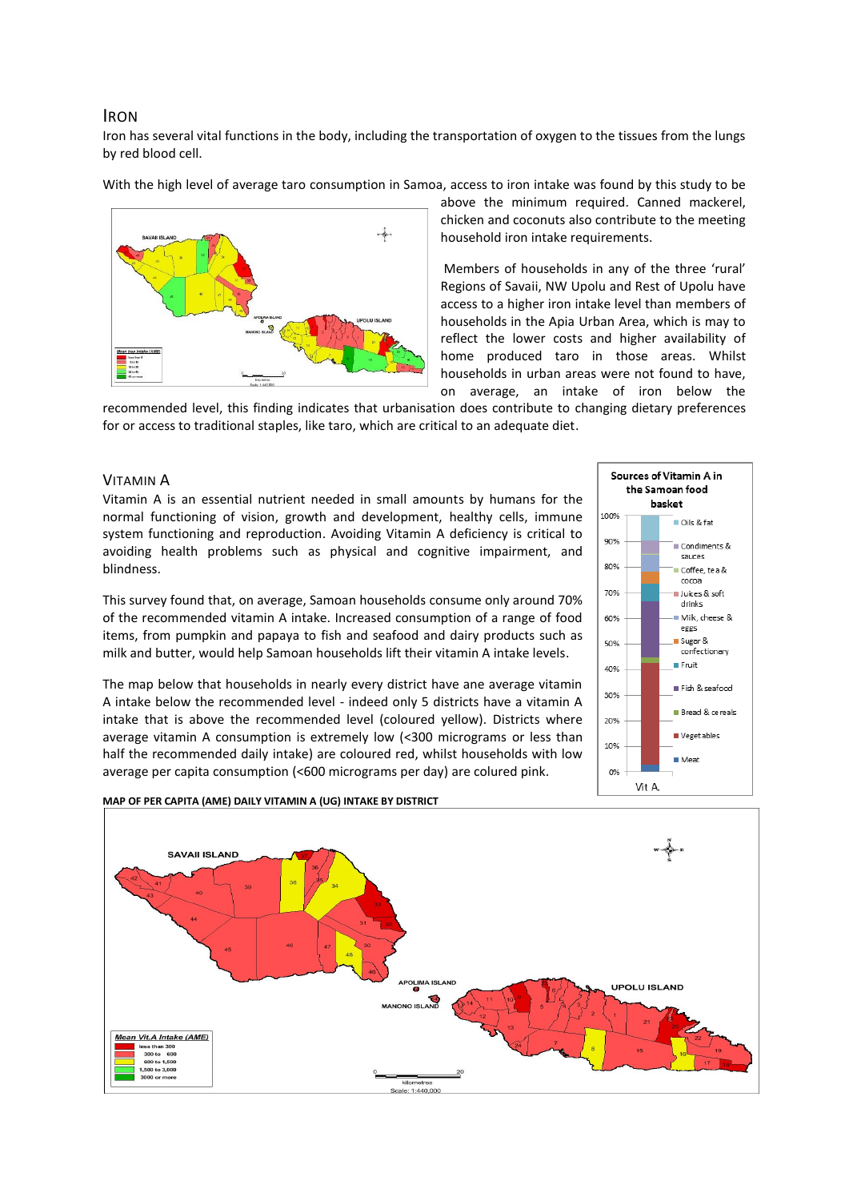## Iron

Iron has several vital functions in the body, including the transportation of oxygen to the tissues from the lungs by red blood cell.

With the high level of average taro consumption in Samoa, access to iron intake was found by this study to be above the minimum required. Canned mackerel, chicken and coconuts also contribute to the meeting household iron intake requirements.

Members of households in any of the three 'rural' Regions of Savaii, NW Upolu and Rest of Upolu have access to a higher iron intake level than members of households in the Apia Urban Area, which is may to reflect the lower costs and higher availability of home produced taro in those areas. Whilst households in urban areas were not found to have, on average, an intake of iron below the recommended level, this finding indicates that urbanisation does contribute to changing dietary preferences for or access to traditional staples, like taro, which are critical to an adequate diet.

## Vitamin A

Vitamin A is an essential nutrient needed in small amounts by humans for the normal functioning of vision, growth and development, healthy cells, immune system functioning and reproduction. Avoiding Vitamin A deficiency is critical to avoiding health problems such as physical and cognitive impairment, and blindness.

This survey found that, on average, Samoan households consume only around 70% of the recommended vitamin A intake. Increased consumption of a range of food items, from pumpkin and papaya to fish and seafood and dairy products such as milk and butter, would help Samoan households lift their vitamin A intake levels.

The map below that households in nearly every district have ane average vitamin A intake below the recommended level - indeed only 5 districts have a vitamin A intake that is above the recommended level (coloured yellow). Districts where average vitamin A consumption is extremely low (<300 micrograms or less than half the recommended daily intake) are coloured red, whilst households with low average per capita consumption (<600 micrograms per day) are colured pink.

**MAP OF PER CAPITA (AME) DAILY VITAMIN A (UG) INTAKE BY DISTRICT**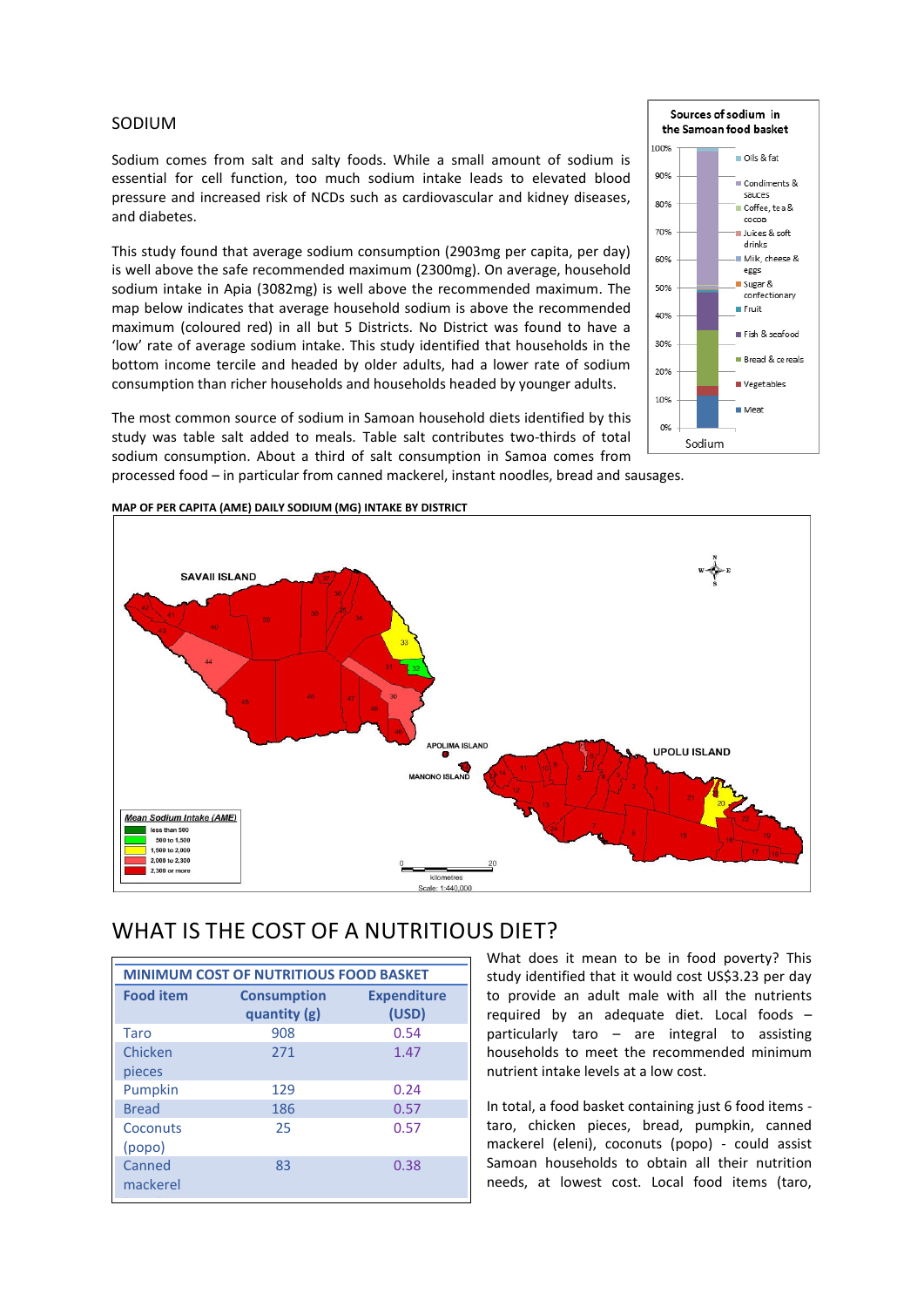## SODIUM

Sodium comes from salt and salty foods. While a small amount of sodium is essential for cell function, too much sodium intake leads to elevated blood pressure and increased risk of NCDs such as cardiovascular and kidney diseases, and diabetes.

This study found that average sodium consumption (2903mg per capita, per day) is well above the safe recommended maximum (2300mg). On average, household sodium intake in Apia (3082mg) is well above the recommended maximum. The map below indicates that average household sodium is above the recommended maximum (coloured red) in all but 5 Districts. No District was found to have a 'low' rate of average sodium intake. This study identified that households in the bottom income tercile and headed by older adults, had a lower rate of sodium consumption than richer households and households headed by younger adults.

The most common source of sodium in Samoan household diets identified by this study was table salt added to meals. Table salt contributes two-thirds of total sodium consumption. About a third of salt consumption in Samoa comes from processed food – in particular from canned mackerel, instant noodles, bread and sausages.

Sources of sodium in the Samoan food basket

MAP OF PER CAPITA (AME) DAILY SODIUM (MG) INTAKE BY DISTRICT

## WHAT IS THE COST OF A NUTRITIOUS DIET?

| MINIMUM COST OF NUTRITIOUS FOOD BASKET | | |
|---|---|---|
| **Food item** | **Consumption quantity (g)** | **Expenditure (USD)** |
| Taro | 908 | 0.54 |
| Chicken pieces | 271 | 1.47 |
| Pumpkin | 129 | 0.24 |
| Bread | 186 | 0.57 |
| Coconuts (popo) | 25 | 0.57 |
| Canned mackerel | 83 | 0.38 |

What does it mean to be in food poverty? This study identified that it would cost US$3.23 per day to provide an adult male with all the nutrients required by an adequate diet. Local foods – particularly taro – are integral to assisting households to meet the recommended minimum nutrient intake levels at a low cost.

In total, a food basket containing just 6 food items - taro, chicken pieces, bread, pumpkin, canned mackerel (eleni), coconuts (popo) - could assist Samoan households to obtain all their nutrition needs, at lowest cost. Local food items (taro,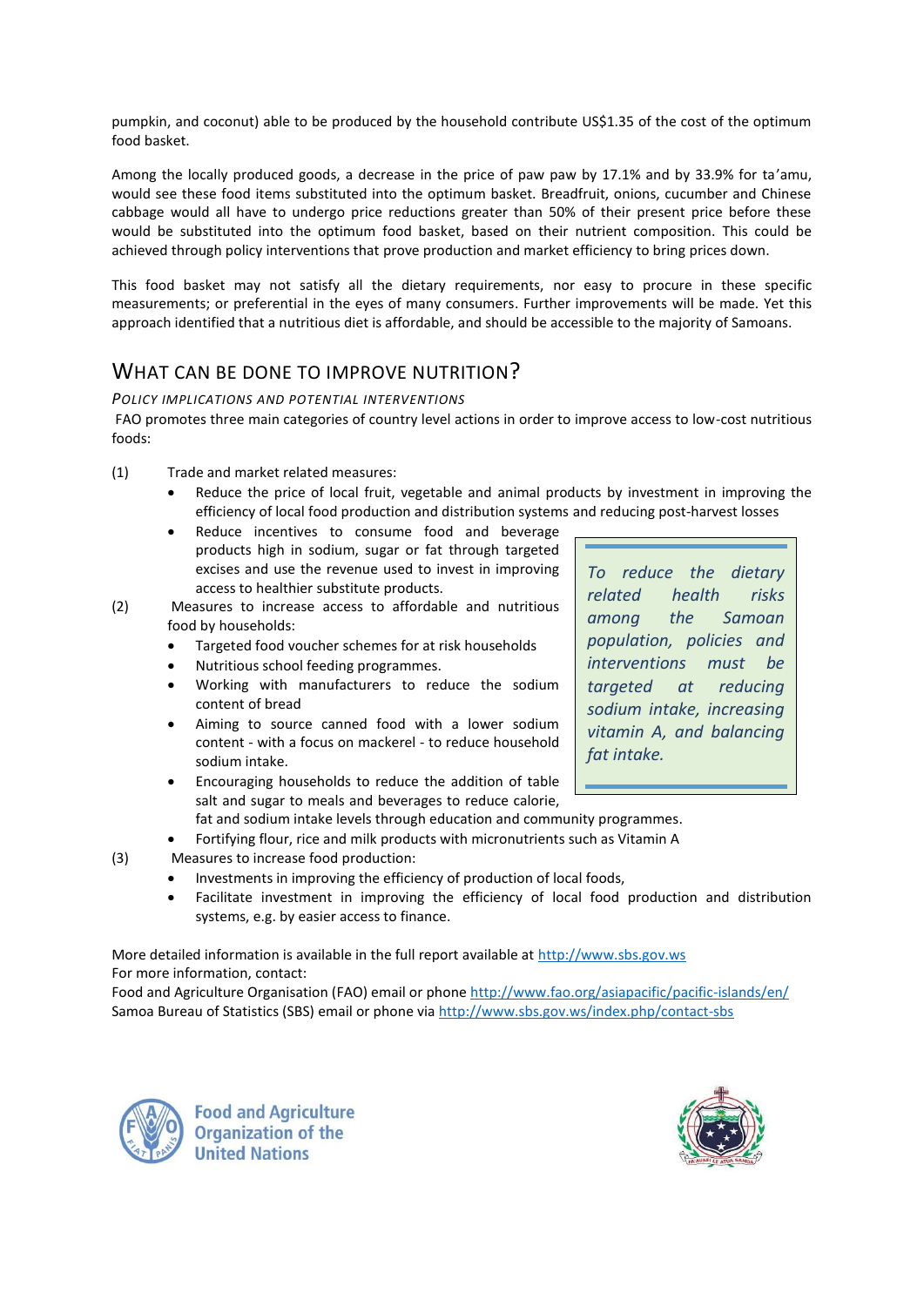pumpkin, and coconut) able to be produced by the household contribute US$1.35 of the cost of the optimum food basket.

Among the locally produced goods, a decrease in the price of paw paw by 17.1% and by 33.9% for ta'amu, would see these food items substituted into the optimum basket. Breadfruit, onions, cucumber and Chinese cabbage would all have to undergo price reductions greater than 50% of their present price before these would be substituted into the optimum food basket, based on their nutrient composition. This could be achieved through policy interventions that prove production and market efficiency to bring prices down.

This food basket may not satisfy all the dietary requirements, nor easy to procure in these specific measurements; or preferential in the eyes of many consumers. Further improvements will be made. Yet this approach identified that a nutritious diet is affordable, and should be accessible to the majority of Samoans.

## What can be done to improve nutrition?

### *Policy implications and potential interventions*

FAO promotes three main categories of country level actions in order to improve access to low-cost nutritious foods:

(1) Trade and market related measures:

- Reduce the price of local fruit, vegetable and animal products by investment in improving the efficiency of local food production and distribution systems and reducing post-harvest losses
- Reduce incentives to consume food and beverage products high in sodium, sugar or fat through targeted excises and use the revenue used to invest in improving access to healthier substitute products.

(2) Measures to increase access to affordable and nutritious food by households:

- Targeted food voucher schemes for at risk households
- Nutritious school feeding programmes.
- Working with manufacturers to reduce the sodium content of bread
- Aiming to source canned food with a lower sodium content - with a focus on mackerel - to reduce household sodium intake.
- Encouraging households to reduce the addition of table salt and sugar to meals and beverages to reduce calorie, fat and sodium intake levels through education and community programmes.
- Fortifying flour, rice and milk products with micronutrients such as Vitamin A

(3) Measures to increase food production:

- Investments in improving the efficiency of production of local foods,
- Facilitate investment in improving the efficiency of local food production and distribution systems, e.g. by easier access to finance.

*To reduce the dietary related health risks among the Samoan population, policies and interventions must be targeted at reducing sodium intake, increasing vitamin A, and balancing fat intake.*

More detailed information is available in the full report available at http://www.sbs.gov.ws
For more information, contact:
Food and Agriculture Organisation (FAO) email or phone http://www.fao.org/asiapacific/pacific-islands/en/
Samoa Bureau of Statistics (SBS) email or phone via http://www.sbs.gov.ws/index.php/contact-sbs

Food and Agriculture Organization of the United Nations